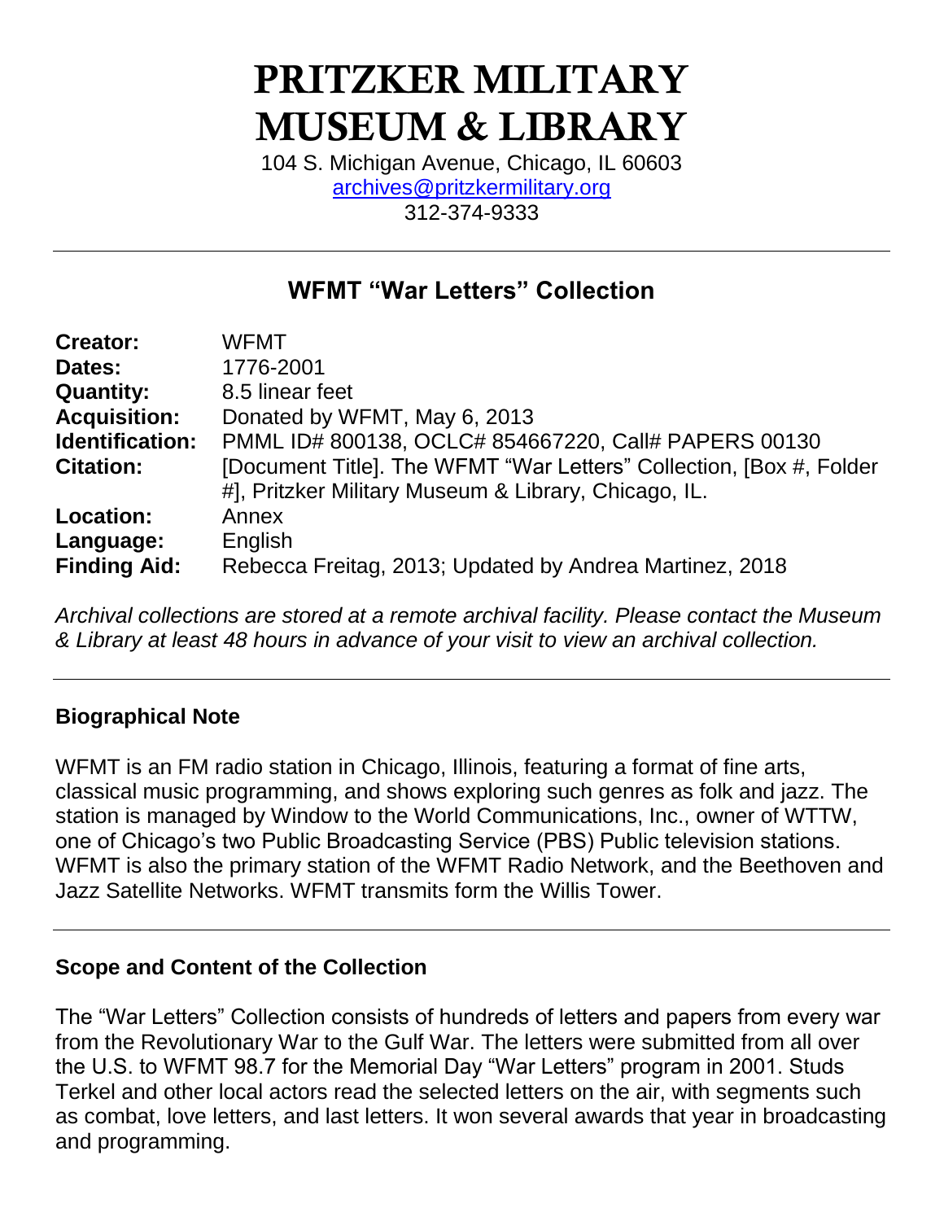# PRITZKER MILITARY MUSEUM & LIBRARY

104 S. Michigan Avenue, Chicago, IL 60603
archives@pritzkermilitary.org
312-374-9333

---

## WFMT "War Letters" Collection

| | |
|---|---|
| **Creator:** | WFMT |
| **Dates:** | 1776-2001 |
| **Quantity:** | 8.5 linear feet |
| **Acquisition:** | Donated by WFMT, May 6, 2013 |
| **Identification:** | PMML ID# 800138, OCLC# 854667220, Call# PAPERS 00130 |
| **Citation:** | [Document Title]. The WFMT "War Letters" Collection, [Box #, Folder #], Pritzker Military Museum & Library, Chicago, IL. |
| **Location:** | Annex |
| **Language:** | English |
| **Finding Aid:** | Rebecca Freitag, 2013; Updated by Andrea Martinez, 2018 |

*Archival collections are stored at a remote archival facility. Please contact the Museum & Library at least 48 hours in advance of your visit to view an archival collection.*

---

### Biographical Note

WFMT is an FM radio station in Chicago, Illinois, featuring a format of fine arts, classical music programming, and shows exploring such genres as folk and jazz. The station is managed by Window to the World Communications, Inc., owner of WTTW, one of Chicago's two Public Broadcasting Service (PBS) Public television stations. WFMT is also the primary station of the WFMT Radio Network, and the Beethoven and Jazz Satellite Networks. WFMT transmits form the Willis Tower.

---

### Scope and Content of the Collection

The "War Letters" Collection consists of hundreds of letters and papers from every war from the Revolutionary War to the Gulf War. The letters were submitted from all over the U.S. to WFMT 98.7 for the Memorial Day "War Letters" program in 2001. Studs Terkel and other local actors read the selected letters on the air, with segments such as combat, love letters, and last letters. It won several awards that year in broadcasting and programming.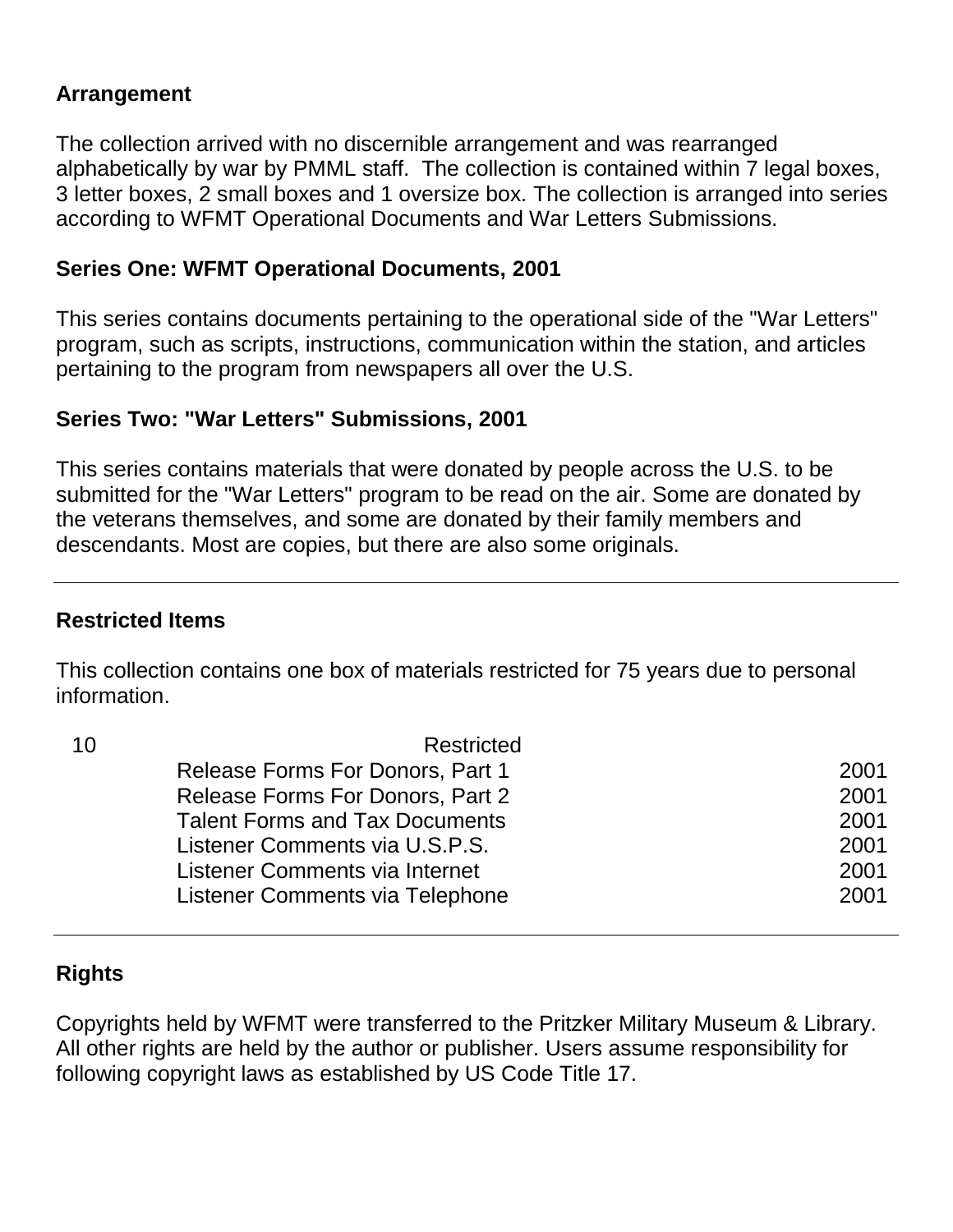## Arrangement

The collection arrived with no discernible arrangement and was rearranged alphabetically by war by PMML staff. The collection is contained within 7 legal boxes, 3 letter boxes, 2 small boxes and 1 oversize box. The collection is arranged into series according to WFMT Operational Documents and War Letters Submissions.

### Series One: WFMT Operational Documents, 2001

This series contains documents pertaining to the operational side of the "War Letters" program, such as scripts, instructions, communication within the station, and articles pertaining to the program from newspapers all over the U.S.

### Series Two: "War Letters" Submissions, 2001

This series contains materials that were donated by people across the U.S. to be submitted for the "War Letters" program to be read on the air. Some are donated by the veterans themselves, and some are donated by their family members and descendants. Most are copies, but there are also some originals.

---

## Restricted Items

This collection contains one box of materials restricted for 75 years due to personal information.

| Box | Folder | Date |
| --- | --- | --- |
| 10 | Restricted | |
| | Release Forms For Donors, Part 1 | 2001 |
| | Release Forms For Donors, Part 2 | 2001 |
| | Talent Forms and Tax Documents | 2001 |
| | Listener Comments via U.S.P.S. | 2001 |
| | Listener Comments via Internet | 2001 |
| | Listener Comments via Telephone | 2001 |

---

## Rights

Copyrights held by WFMT were transferred to the Pritzker Military Museum & Library. All other rights are held by the author or publisher. Users assume responsibility for following copyright laws as established by US Code Title 17.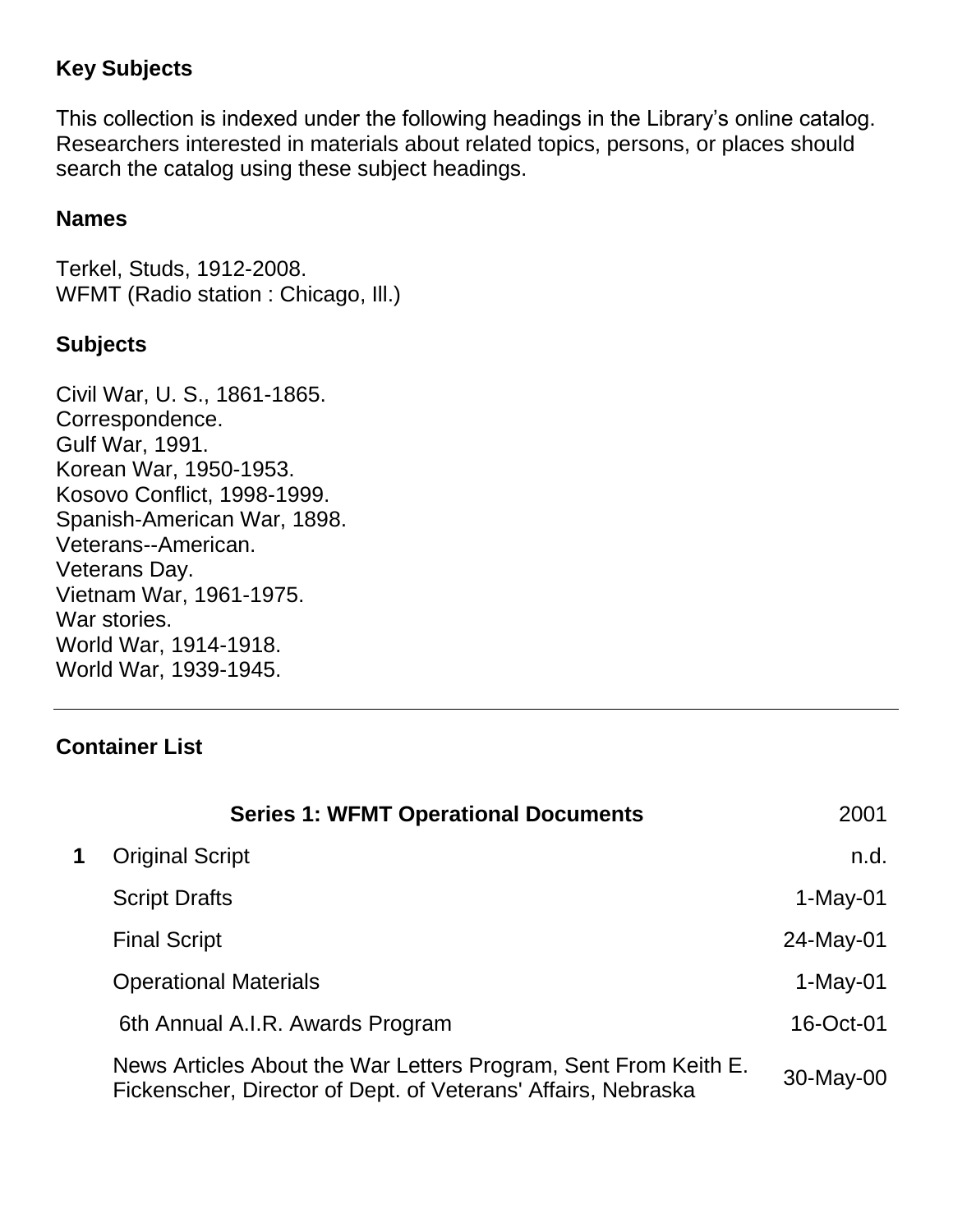## Key Subjects

This collection is indexed under the following headings in the Library's online catalog. Researchers interested in materials about related topics, persons, or places should search the catalog using these subject headings.

### Names

Terkel, Studs, 1912-2008.
WFMT (Radio station : Chicago, Ill.)

### Subjects

Civil War, U. S., 1861-1865.
Correspondence.
Gulf War, 1991.
Korean War, 1950-1953.
Kosovo Conflict, 1998-1999.
Spanish-American War, 1898.
Veterans--American.
Veterans Day.
Vietnam War, 1961-1975.
War stories.
World War, 1914-1918.
World War, 1939-1945.

---

## Container List

| | **Series 1: WFMT Operational Documents** | 2001 |
|---|---|---|
| **1** | Original Script | n.d. |
| | Script Drafts | 1-May-01 |
| | Final Script | 24-May-01 |
| | Operational Materials | 1-May-01 |
| | 6th Annual A.I.R. Awards Program | 16-Oct-01 |
| | News Articles About the War Letters Program, Sent From Keith E. Fickenscher, Director of Dept. of Veterans' Affairs, Nebraska | 30-May-00 |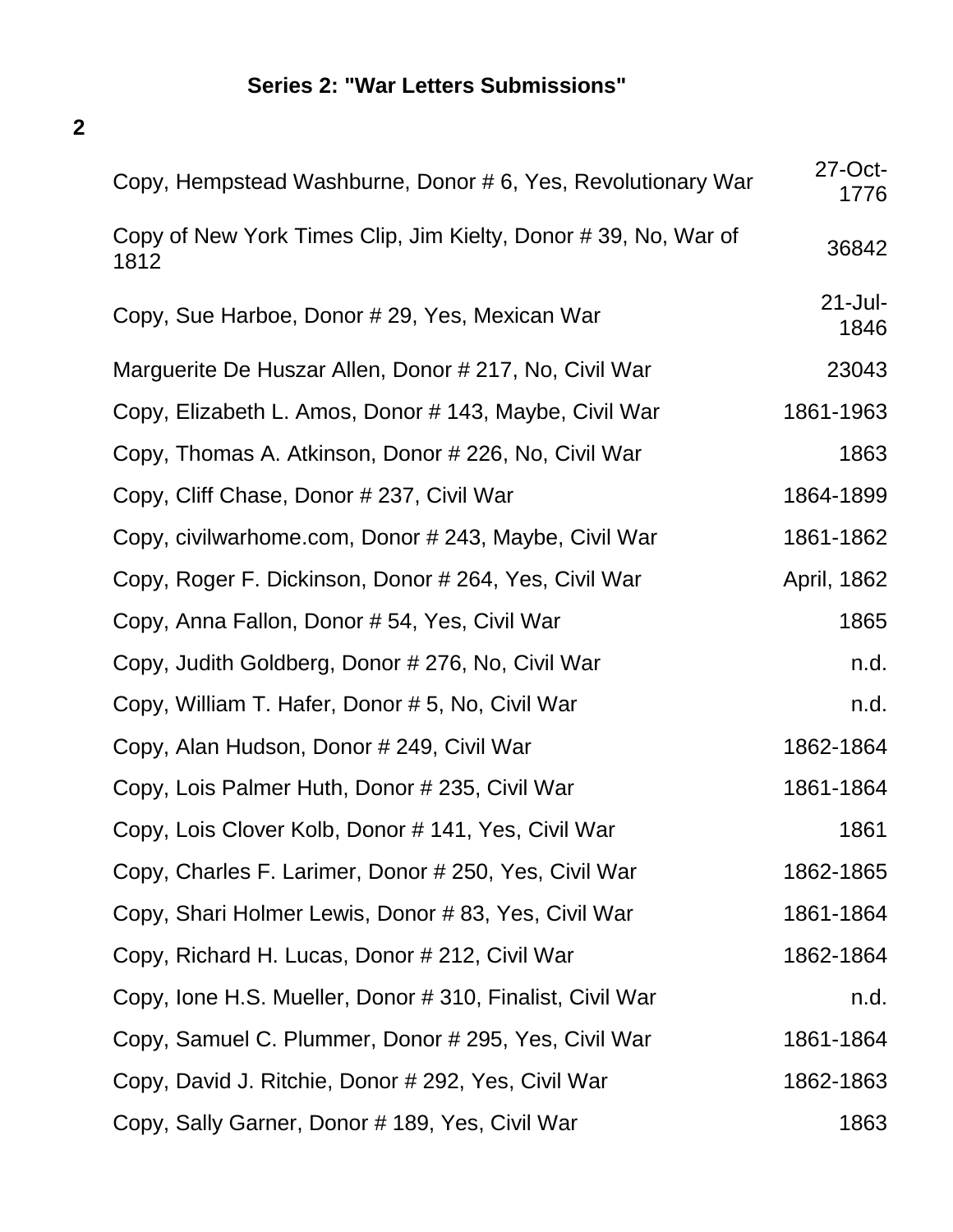### Series 2: "War Letters Submissions"

**2**

| | |
|---|---|
| Copy, Hempstead Washburne, Donor # 6, Yes, Revolutionary War | 27-Oct-1776 |
| Copy of New York Times Clip, Jim Kielty, Donor # 39, No, War of 1812 | 36842 |
| Copy, Sue Harboe, Donor # 29, Yes, Mexican War | 21-Jul-1846 |
| Marguerite De Huszar Allen, Donor # 217, No, Civil War | 23043 |
| Copy, Elizabeth L. Amos, Donor # 143, Maybe, Civil War | 1861-1963 |
| Copy, Thomas A. Atkinson, Donor # 226, No, Civil War | 1863 |
| Copy, Cliff Chase, Donor # 237, Civil War | 1864-1899 |
| Copy, civilwarhome.com, Donor # 243, Maybe, Civil War | 1861-1862 |
| Copy, Roger F. Dickinson, Donor # 264, Yes, Civil War | April, 1862 |
| Copy, Anna Fallon, Donor # 54, Yes, Civil War | 1865 |
| Copy, Judith Goldberg, Donor # 276, No, Civil War | n.d. |
| Copy, William T. Hafer, Donor # 5, No, Civil War | n.d. |
| Copy, Alan Hudson, Donor # 249, Civil War | 1862-1864 |
| Copy, Lois Palmer Huth, Donor # 235, Civil War | 1861-1864 |
| Copy, Lois Clover Kolb, Donor # 141, Yes, Civil War | 1861 |
| Copy, Charles F. Larimer, Donor # 250, Yes, Civil War | 1862-1865 |
| Copy, Shari Holmer Lewis, Donor # 83, Yes, Civil War | 1861-1864 |
| Copy, Richard H. Lucas, Donor # 212, Civil War | 1862-1864 |
| Copy, Ione H.S. Mueller, Donor # 310, Finalist, Civil War | n.d. |
| Copy, Samuel C. Plummer, Donor # 295, Yes, Civil War | 1861-1864 |
| Copy, David J. Ritchie, Donor # 292, Yes, Civil War | 1862-1863 |
| Copy, Sally Garner, Donor # 189, Yes, Civil War | 1863 |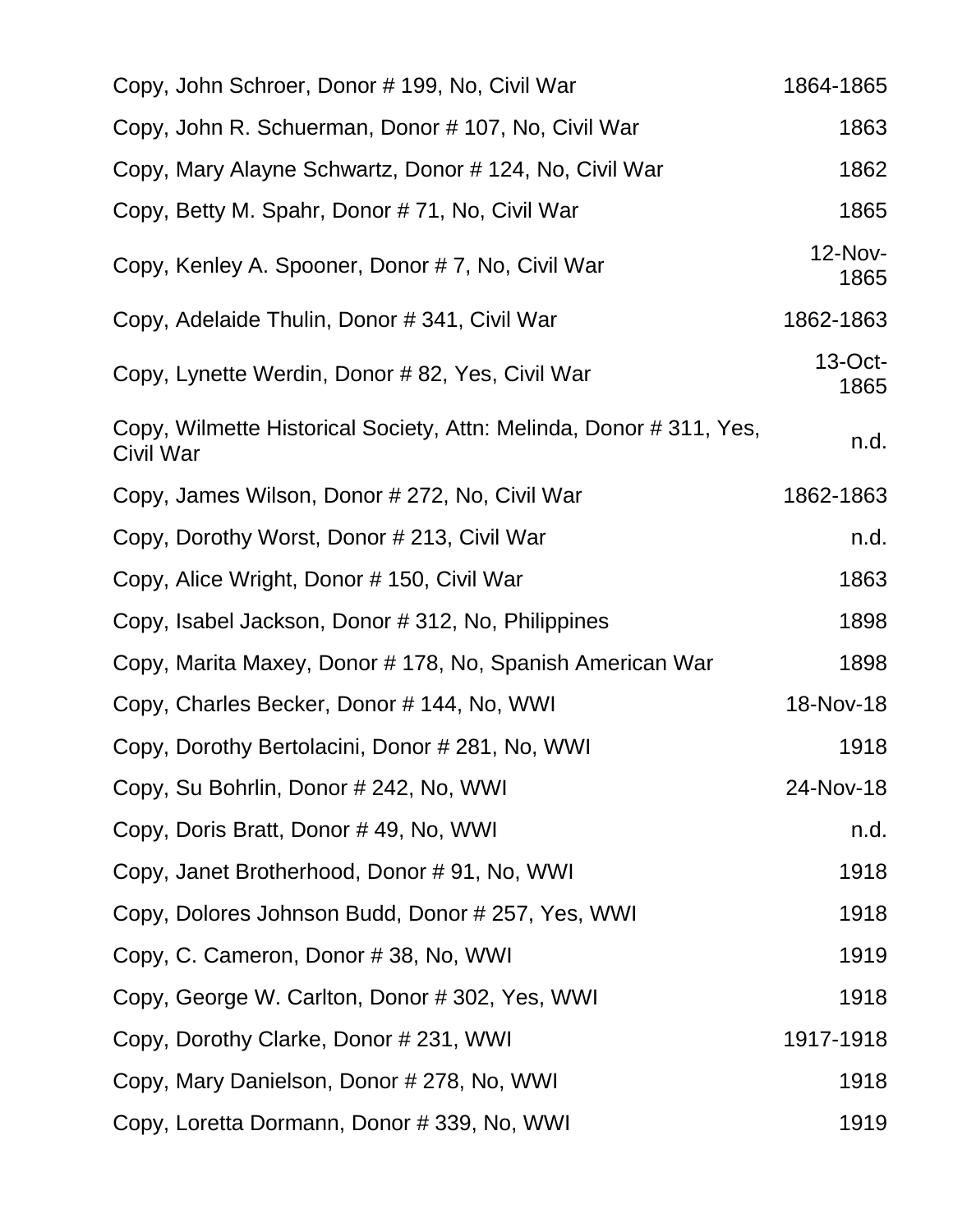| | |
|---|---|
| Copy, John Schroer, Donor # 199, No, Civil War | 1864-1865 |
| Copy, John R. Schuerman, Donor # 107, No, Civil War | 1863 |
| Copy, Mary Alayne Schwartz, Donor # 124, No, Civil War | 1862 |
| Copy, Betty M. Spahr, Donor # 71, No, Civil War | 1865 |
| Copy, Kenley A. Spooner, Donor # 7, No, Civil War | 12-Nov-1865 |
| Copy, Adelaide Thulin, Donor # 341, Civil War | 1862-1863 |
| Copy, Lynette Werdin, Donor # 82, Yes, Civil War | 13-Oct-1865 |
| Copy, Wilmette Historical Society, Attn: Melinda, Donor # 311, Yes, Civil War | n.d. |
| Copy, James Wilson, Donor # 272, No, Civil War | 1862-1863 |
| Copy, Dorothy Worst, Donor # 213, Civil War | n.d. |
| Copy, Alice Wright, Donor # 150, Civil War | 1863 |
| Copy, Isabel Jackson, Donor # 312, No, Philippines | 1898 |
| Copy, Marita Maxey, Donor # 178, No, Spanish American War | 1898 |
| Copy, Charles Becker, Donor # 144, No, WWI | 18-Nov-18 |
| Copy, Dorothy Bertolacini, Donor # 281, No, WWI | 1918 |
| Copy, Su Bohrlin, Donor # 242, No, WWI | 24-Nov-18 |
| Copy, Doris Bratt, Donor # 49, No, WWI | n.d. |
| Copy, Janet Brotherhood, Donor # 91, No, WWI | 1918 |
| Copy, Dolores Johnson Budd, Donor # 257, Yes, WWI | 1918 |
| Copy, C. Cameron, Donor # 38, No, WWI | 1919 |
| Copy, George W. Carlton, Donor # 302, Yes, WWI | 1918 |
| Copy, Dorothy Clarke, Donor # 231, WWI | 1917-1918 |
| Copy, Mary Danielson, Donor # 278, No, WWI | 1918 |
| Copy, Loretta Dormann, Donor # 339, No, WWI | 1919 |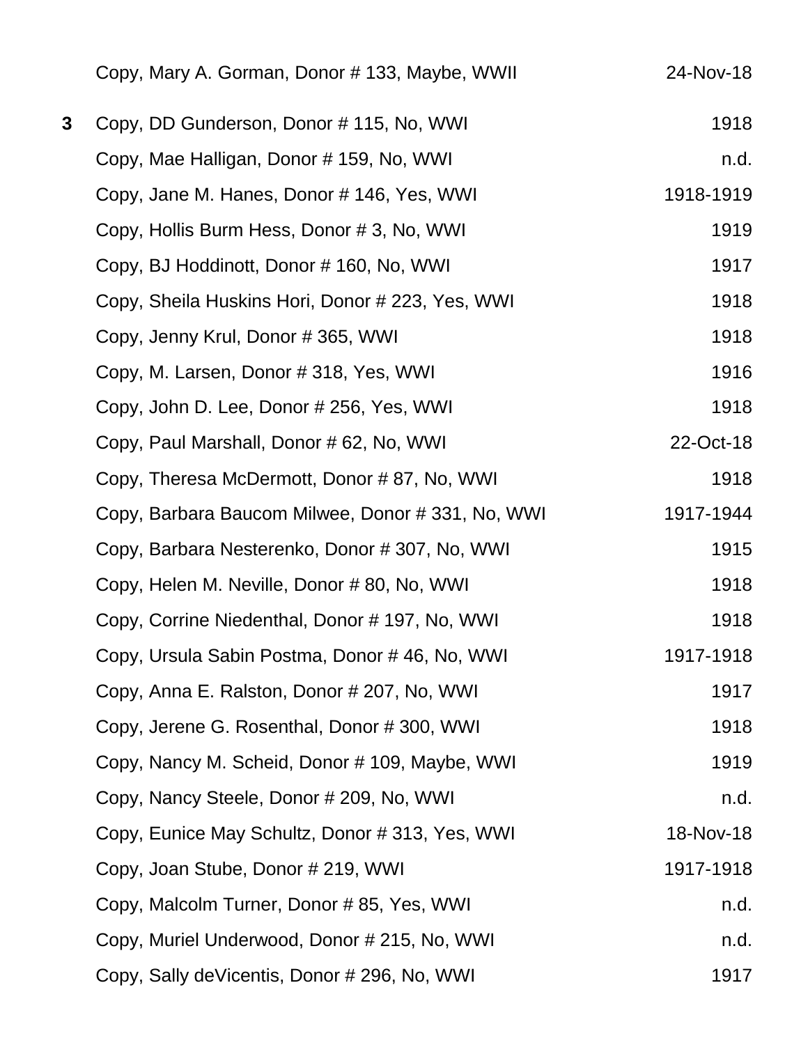| | | |
|---|---|---|
| | Copy, Mary A. Gorman, Donor # 133, Maybe, WWII | 24-Nov-18 |
| **3** | Copy, DD Gunderson, Donor # 115, No, WWI | 1918 |
| | Copy, Mae Halligan, Donor # 159, No, WWI | n.d. |
| | Copy, Jane M. Hanes, Donor # 146, Yes, WWI | 1918-1919 |
| | Copy, Hollis Burm Hess, Donor # 3, No, WWI | 1919 |
| | Copy, BJ Hoddinott, Donor # 160, No, WWI | 1917 |
| | Copy, Sheila Huskins Hori, Donor # 223, Yes, WWI | 1918 |
| | Copy, Jenny Krul, Donor # 365, WWI | 1918 |
| | Copy, M. Larsen, Donor # 318, Yes, WWI | 1916 |
| | Copy, John D. Lee, Donor # 256, Yes, WWI | 1918 |
| | Copy, Paul Marshall, Donor # 62, No, WWI | 22-Oct-18 |
| | Copy, Theresa McDermott, Donor # 87, No, WWI | 1918 |
| | Copy, Barbara Baucom Milwee, Donor # 331, No, WWI | 1917-1944 |
| | Copy, Barbara Nesterenko, Donor # 307, No, WWI | 1915 |
| | Copy, Helen M. Neville, Donor # 80, No, WWI | 1918 |
| | Copy, Corrine Niedenthal, Donor # 197, No, WWI | 1918 |
| | Copy, Ursula Sabin Postma, Donor # 46, No, WWI | 1917-1918 |
| | Copy, Anna E. Ralston, Donor # 207, No, WWI | 1917 |
| | Copy, Jerene G. Rosenthal, Donor # 300, WWI | 1918 |
| | Copy, Nancy M. Scheid, Donor # 109, Maybe, WWI | 1919 |
| | Copy, Nancy Steele, Donor # 209, No, WWI | n.d. |
| | Copy, Eunice May Schultz, Donor # 313, Yes, WWI | 18-Nov-18 |
| | Copy, Joan Stube, Donor # 219, WWI | 1917-1918 |
| | Copy, Malcolm Turner, Donor # 85, Yes, WWI | n.d. |
| | Copy, Muriel Underwood, Donor # 215, No, WWI | n.d. |
| | Copy, Sally deVicentis, Donor # 296, No, WWI | 1917 |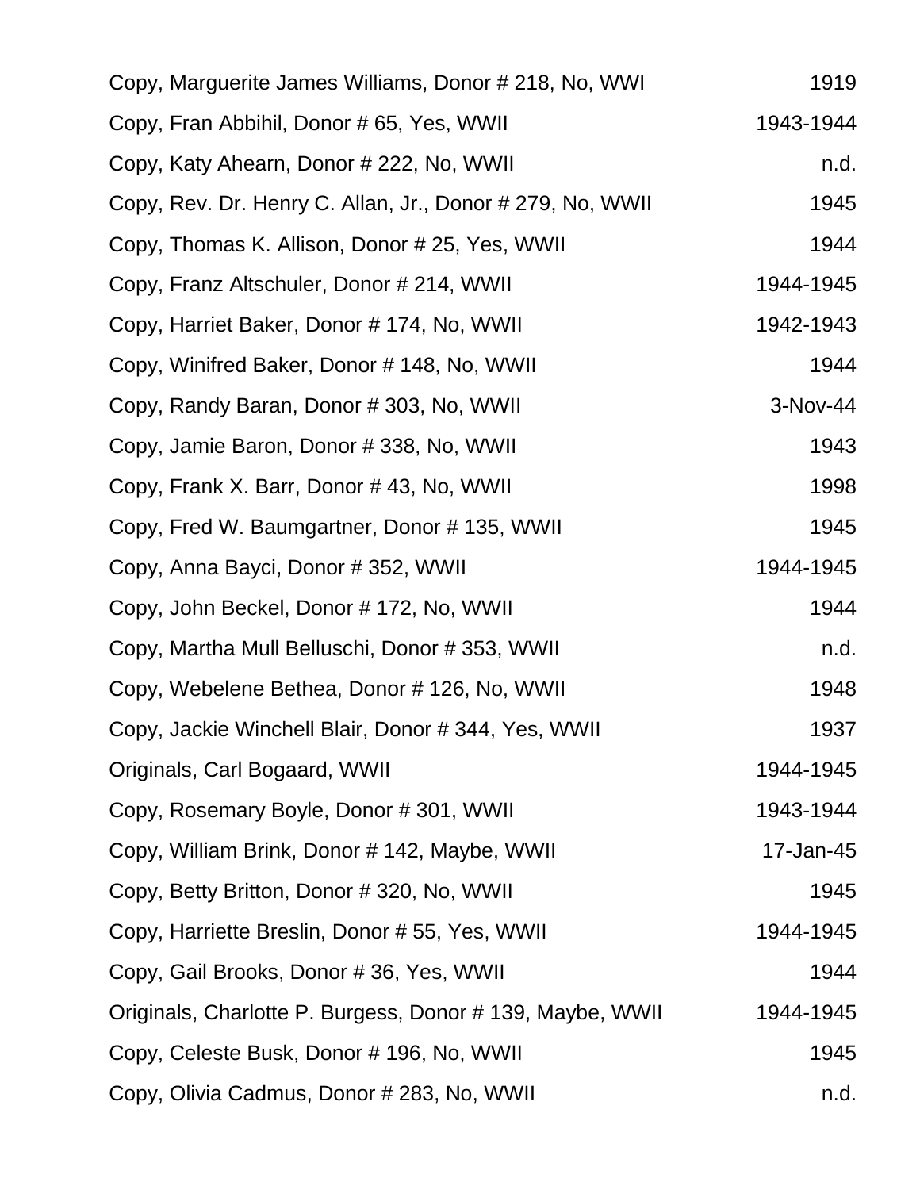| | |
|---|---|
| Copy, Marguerite James Williams, Donor # 218, No, WWI | 1919 |
| Copy, Fran Abbihil, Donor # 65, Yes, WWII | 1943-1944 |
| Copy, Katy Ahearn, Donor # 222, No, WWII | n.d. |
| Copy, Rev. Dr. Henry C. Allan, Jr., Donor # 279, No, WWII | 1945 |
| Copy, Thomas K. Allison, Donor # 25, Yes, WWII | 1944 |
| Copy, Franz Altschuler, Donor # 214, WWII | 1944-1945 |
| Copy, Harriet Baker, Donor # 174, No, WWII | 1942-1943 |
| Copy, Winifred Baker, Donor # 148, No, WWII | 1944 |
| Copy, Randy Baran, Donor # 303, No, WWII | 3-Nov-44 |
| Copy, Jamie Baron, Donor # 338, No, WWII | 1943 |
| Copy, Frank X. Barr, Donor # 43, No, WWII | 1998 |
| Copy, Fred W. Baumgartner, Donor # 135, WWII | 1945 |
| Copy, Anna Bayci, Donor # 352, WWII | 1944-1945 |
| Copy, John Beckel, Donor # 172, No, WWII | 1944 |
| Copy, Martha Mull Belluschi, Donor # 353, WWII | n.d. |
| Copy, Webelene Bethea, Donor # 126, No, WWII | 1948 |
| Copy, Jackie Winchell Blair, Donor # 344, Yes, WWII | 1937 |
| Originals, Carl Bogaard, WWII | 1944-1945 |
| Copy, Rosemary Boyle, Donor # 301, WWII | 1943-1944 |
| Copy, William Brink, Donor # 142, Maybe, WWII | 17-Jan-45 |
| Copy, Betty Britton, Donor # 320, No, WWII | 1945 |
| Copy, Harriette Breslin, Donor # 55, Yes, WWII | 1944-1945 |
| Copy, Gail Brooks, Donor # 36, Yes, WWII | 1944 |
| Originals, Charlotte P. Burgess, Donor # 139, Maybe, WWII | 1944-1945 |
| Copy, Celeste Busk, Donor # 196, No, WWII | 1945 |
| Copy, Olivia Cadmus, Donor # 283, No, WWII | n.d. |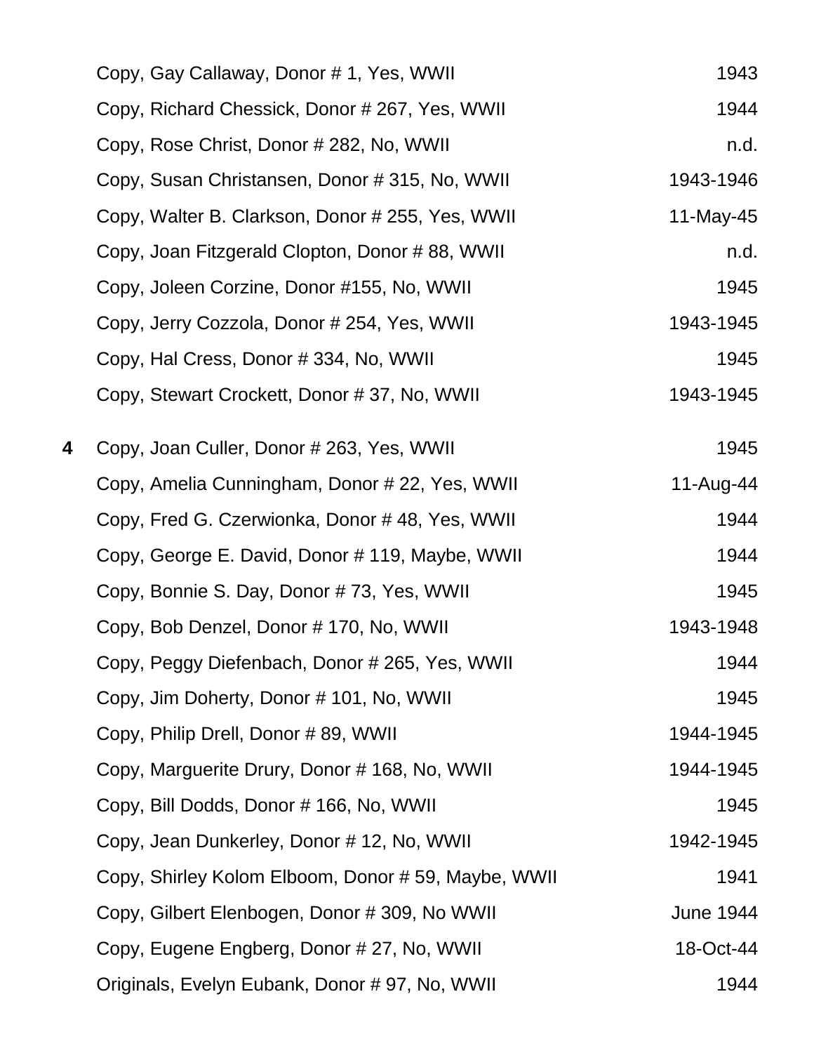| Box | Description | Date |
|---|---|---|
| | Copy, Gay Callaway, Donor # 1, Yes, WWII | 1943 |
| | Copy, Richard Chessick, Donor # 267, Yes, WWII | 1944 |
| | Copy, Rose Christ, Donor # 282, No, WWII | n.d. |
| | Copy, Susan Christansen, Donor # 315, No, WWII | 1943-1946 |
| | Copy, Walter B. Clarkson, Donor # 255, Yes, WWII | 11-May-45 |
| | Copy, Joan Fitzgerald Clopton, Donor # 88, WWII | n.d. |
| | Copy, Joleen Corzine, Donor #155, No, WWII | 1945 |
| | Copy, Jerry Cozzola, Donor # 254, Yes, WWII | 1943-1945 |
| | Copy, Hal Cress, Donor # 334, No, WWII | 1945 |
| | Copy, Stewart Crockett, Donor # 37, No, WWII | 1943-1945 |
| **4** | Copy, Joan Culler, Donor # 263, Yes, WWII | 1945 |
| | Copy, Amelia Cunningham, Donor # 22, Yes, WWII | 11-Aug-44 |
| | Copy, Fred G. Czerwionka, Donor # 48, Yes, WWII | 1944 |
| | Copy, George E. David, Donor # 119, Maybe, WWII | 1944 |
| | Copy, Bonnie S. Day, Donor # 73, Yes, WWII | 1945 |
| | Copy, Bob Denzel, Donor # 170, No, WWII | 1943-1948 |
| | Copy, Peggy Diefenbach, Donor # 265, Yes, WWII | 1944 |
| | Copy, Jim Doherty, Donor # 101, No, WWII | 1945 |
| | Copy, Philip Drell, Donor # 89, WWII | 1944-1945 |
| | Copy, Marguerite Drury, Donor # 168, No, WWII | 1944-1945 |
| | Copy, Bill Dodds, Donor # 166, No, WWII | 1945 |
| | Copy, Jean Dunkerley, Donor # 12, No, WWII | 1942-1945 |
| | Copy, Shirley Kolom Elboom, Donor # 59, Maybe, WWII | 1941 |
| | Copy, Gilbert Elenbogen, Donor # 309, No WWII | June 1944 |
| | Copy, Eugene Engberg, Donor # 27, No, WWII | 18-Oct-44 |
| | Originals, Evelyn Eubank, Donor # 97, No, WWII | 1944 |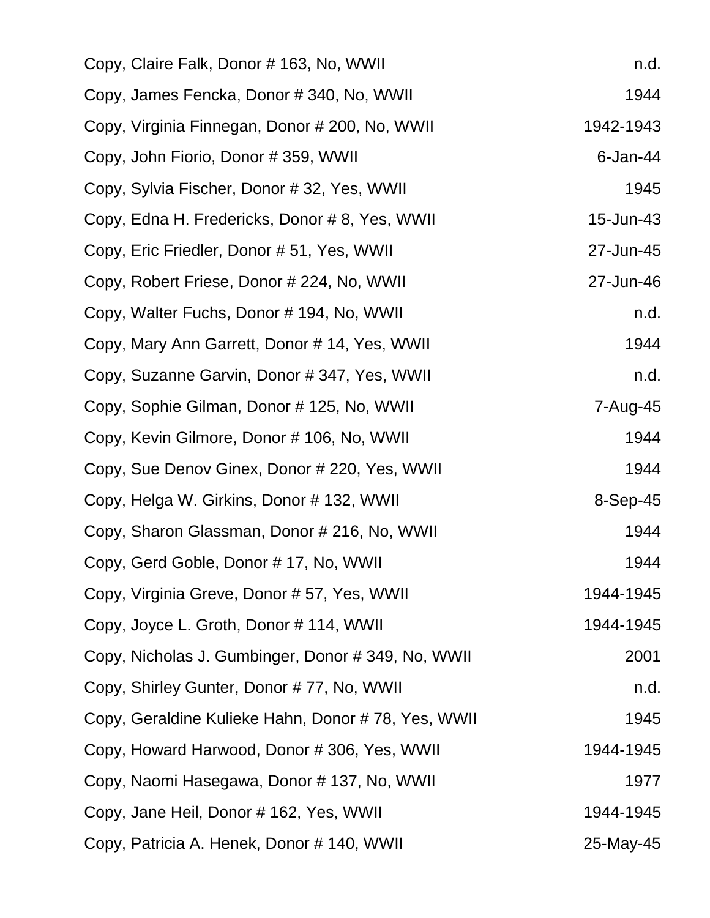| | |
|---|---|
| Copy, Claire Falk, Donor # 163, No, WWII | n.d. |
| Copy, James Fencka, Donor # 340, No, WWII | 1944 |
| Copy, Virginia Finnegan, Donor # 200, No, WWII | 1942-1943 |
| Copy, John Fiorio, Donor # 359, WWII | 6-Jan-44 |
| Copy, Sylvia Fischer, Donor # 32, Yes, WWII | 1945 |
| Copy, Edna H. Fredericks, Donor # 8, Yes, WWII | 15-Jun-43 |
| Copy, Eric Friedler, Donor # 51, Yes, WWII | 27-Jun-45 |
| Copy, Robert Friese, Donor # 224, No, WWII | 27-Jun-46 |
| Copy, Walter Fuchs, Donor # 194, No, WWII | n.d. |
| Copy, Mary Ann Garrett, Donor # 14, Yes, WWII | 1944 |
| Copy, Suzanne Garvin, Donor # 347, Yes, WWII | n.d. |
| Copy, Sophie Gilman, Donor # 125, No, WWII | 7-Aug-45 |
| Copy, Kevin Gilmore, Donor # 106, No, WWII | 1944 |
| Copy, Sue Denov Ginex, Donor # 220, Yes, WWII | 1944 |
| Copy, Helga W. Girkins, Donor # 132, WWII | 8-Sep-45 |
| Copy, Sharon Glassman, Donor # 216, No, WWII | 1944 |
| Copy, Gerd Goble, Donor # 17, No, WWII | 1944 |
| Copy, Virginia Greve, Donor # 57, Yes, WWII | 1944-1945 |
| Copy, Joyce L. Groth, Donor # 114, WWII | 1944-1945 |
| Copy, Nicholas J. Gumbinger, Donor # 349, No, WWII | 2001 |
| Copy, Shirley Gunter, Donor # 77, No, WWII | n.d. |
| Copy, Geraldine Kulieke Hahn, Donor # 78, Yes, WWII | 1945 |
| Copy, Howard Harwood, Donor # 306, Yes, WWII | 1944-1945 |
| Copy, Naomi Hasegawa, Donor # 137, No, WWII | 1977 |
| Copy, Jane Heil, Donor # 162, Yes, WWII | 1944-1945 |
| Copy, Patricia A. Henek, Donor # 140, WWII | 25-May-45 |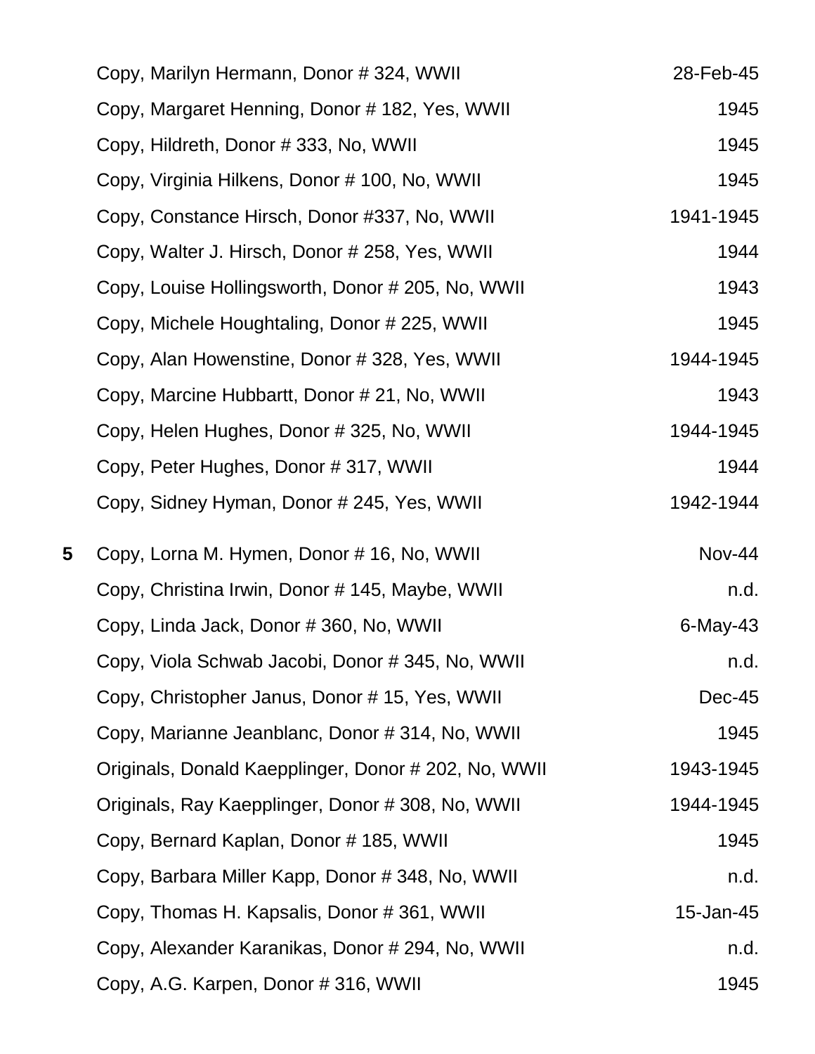| Box | Description | Date |
|---|---|---|
| | Copy, Marilyn Hermann, Donor # 324, WWII | 28-Feb-45 |
| | Copy, Margaret Henning, Donor # 182, Yes, WWII | 1945 |
| | Copy, Hildreth, Donor # 333, No, WWII | 1945 |
| | Copy, Virginia Hilkens, Donor # 100, No, WWII | 1945 |
| | Copy, Constance Hirsch, Donor #337, No, WWII | 1941-1945 |
| | Copy, Walter J. Hirsch, Donor # 258, Yes, WWII | 1944 |
| | Copy, Louise Hollingsworth, Donor # 205, No, WWII | 1943 |
| | Copy, Michele Houghtaling, Donor # 225, WWII | 1945 |
| | Copy, Alan Howenstine, Donor # 328, Yes, WWII | 1944-1945 |
| | Copy, Marcine Hubbartt, Donor # 21, No, WWII | 1943 |
| | Copy, Helen Hughes, Donor # 325, No, WWII | 1944-1945 |
| | Copy, Peter Hughes, Donor # 317, WWII | 1944 |
| | Copy, Sidney Hyman, Donor # 245, Yes, WWII | 1942-1944 |
| **5** | Copy, Lorna M. Hymen, Donor # 16, No, WWII | Nov-44 |
| | Copy, Christina Irwin, Donor # 145, Maybe, WWII | n.d. |
| | Copy, Linda Jack, Donor # 360, No, WWII | 6-May-43 |
| | Copy, Viola Schwab Jacobi, Donor # 345, No, WWII | n.d. |
| | Copy, Christopher Janus, Donor # 15, Yes, WWII | Dec-45 |
| | Copy, Marianne Jeanblanc, Donor # 314, No, WWII | 1945 |
| | Originals, Donald Kaepplinger, Donor # 202, No, WWII | 1943-1945 |
| | Originals, Ray Kaepplinger, Donor # 308, No, WWII | 1944-1945 |
| | Copy, Bernard Kaplan, Donor # 185, WWII | 1945 |
| | Copy, Barbara Miller Kapp, Donor # 348, No, WWII | n.d. |
| | Copy, Thomas H. Kapsalis, Donor # 361, WWII | 15-Jan-45 |
| | Copy, Alexander Karanikas, Donor # 294, No, WWII | n.d. |
| | Copy, A.G. Karpen, Donor # 316, WWII | 1945 |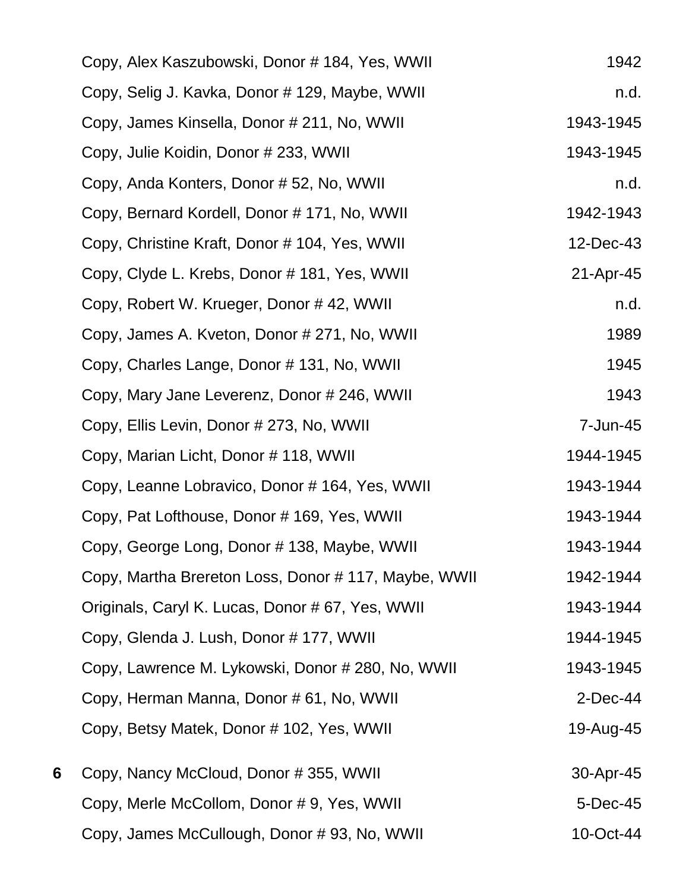| | | |
|---|---|---|
| | Copy, Alex Kaszubowski, Donor # 184, Yes, WWII | 1942 |
| | Copy, Selig J. Kavka, Donor # 129, Maybe, WWII | n.d. |
| | Copy, James Kinsella, Donor # 211, No, WWII | 1943-1945 |
| | Copy, Julie Koidin, Donor # 233, WWII | 1943-1945 |
| | Copy, Anda Konters, Donor # 52, No, WWII | n.d. |
| | Copy, Bernard Kordell, Donor # 171, No, WWII | 1942-1943 |
| | Copy, Christine Kraft, Donor # 104, Yes, WWII | 12-Dec-43 |
| | Copy, Clyde L. Krebs, Donor # 181, Yes, WWII | 21-Apr-45 |
| | Copy, Robert W. Krueger, Donor # 42, WWII | n.d. |
| | Copy, James A. Kveton, Donor # 271, No, WWII | 1989 |
| | Copy, Charles Lange, Donor # 131, No, WWII | 1945 |
| | Copy, Mary Jane Leverenz, Donor # 246, WWII | 1943 |
| | Copy, Ellis Levin, Donor # 273, No, WWII | 7-Jun-45 |
| | Copy, Marian Licht, Donor # 118, WWII | 1944-1945 |
| | Copy, Leanne Lobravico, Donor # 164, Yes, WWII | 1943-1944 |
| | Copy, Pat Lofthouse, Donor # 169, Yes, WWII | 1943-1944 |
| | Copy, George Long, Donor # 138, Maybe, WWII | 1943-1944 |
| | Copy, Martha Brereton Loss, Donor # 117, Maybe, WWII | 1942-1944 |
| | Originals, Caryl K. Lucas, Donor # 67, Yes, WWII | 1943-1944 |
| | Copy, Glenda J. Lush, Donor # 177, WWII | 1944-1945 |
| | Copy, Lawrence M. Lykowski, Donor # 280, No, WWII | 1943-1945 |
| | Copy, Herman Manna, Donor # 61, No, WWII | 2-Dec-44 |
| | Copy, Betsy Matek, Donor # 102, Yes, WWII | 19-Aug-45 |
| **6** | Copy, Nancy McCloud, Donor # 355, WWII | 30-Apr-45 |
| | Copy, Merle McCollom, Donor # 9, Yes, WWII | 5-Dec-45 |
| | Copy, James McCullough, Donor # 93, No, WWII | 10-Oct-44 |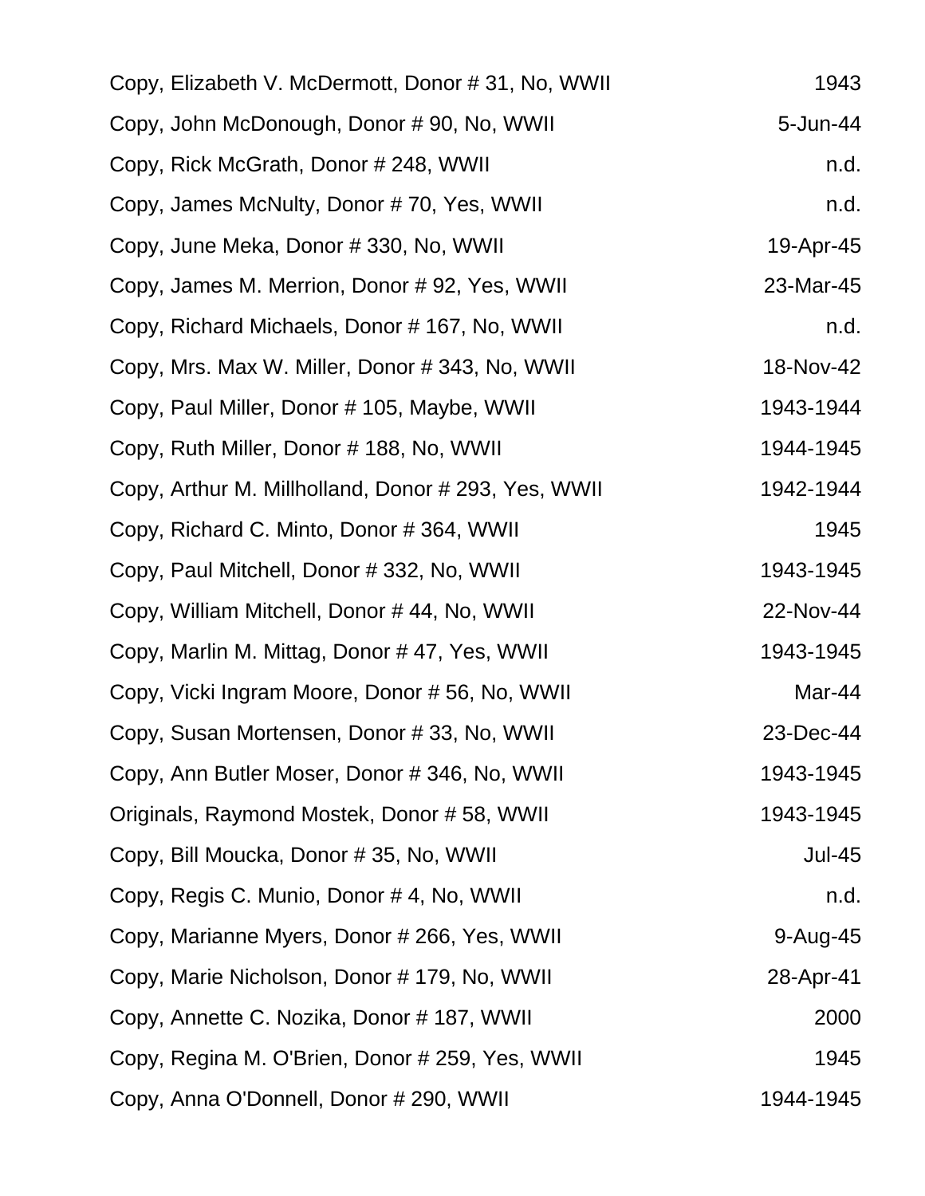| | |
|---|---|
| Copy, Elizabeth V. McDermott, Donor # 31, No, WWII | 1943 |
| Copy, John McDonough, Donor # 90, No, WWII | 5-Jun-44 |
| Copy, Rick McGrath, Donor # 248, WWII | n.d. |
| Copy, James McNulty, Donor # 70, Yes, WWII | n.d. |
| Copy, June Meka, Donor # 330, No, WWII | 19-Apr-45 |
| Copy, James M. Merrion, Donor # 92, Yes, WWII | 23-Mar-45 |
| Copy, Richard Michaels, Donor # 167, No, WWII | n.d. |
| Copy, Mrs. Max W. Miller, Donor # 343, No, WWII | 18-Nov-42 |
| Copy, Paul Miller, Donor # 105, Maybe, WWII | 1943-1944 |
| Copy, Ruth Miller, Donor # 188, No, WWII | 1944-1945 |
| Copy, Arthur M. Millholland, Donor # 293, Yes, WWII | 1942-1944 |
| Copy, Richard C. Minto, Donor # 364, WWII | 1945 |
| Copy, Paul Mitchell, Donor # 332, No, WWII | 1943-1945 |
| Copy, William Mitchell, Donor # 44, No, WWII | 22-Nov-44 |
| Copy, Marlin M. Mittag, Donor # 47, Yes, WWII | 1943-1945 |
| Copy, Vicki Ingram Moore, Donor # 56, No, WWII | Mar-44 |
| Copy, Susan Mortensen, Donor # 33, No, WWII | 23-Dec-44 |
| Copy, Ann Butler Moser, Donor # 346, No, WWII | 1943-1945 |
| Originals, Raymond Mostek, Donor # 58, WWII | 1943-1945 |
| Copy, Bill Moucka, Donor # 35, No, WWII | Jul-45 |
| Copy, Regis C. Munio, Donor # 4, No, WWII | n.d. |
| Copy, Marianne Myers, Donor # 266, Yes, WWII | 9-Aug-45 |
| Copy, Marie Nicholson, Donor # 179, No, WWII | 28-Apr-41 |
| Copy, Annette C. Nozika, Donor # 187, WWII | 2000 |
| Copy, Regina M. O'Brien, Donor # 259, Yes, WWII | 1945 |
| Copy, Anna O'Donnell, Donor # 290, WWII | 1944-1945 |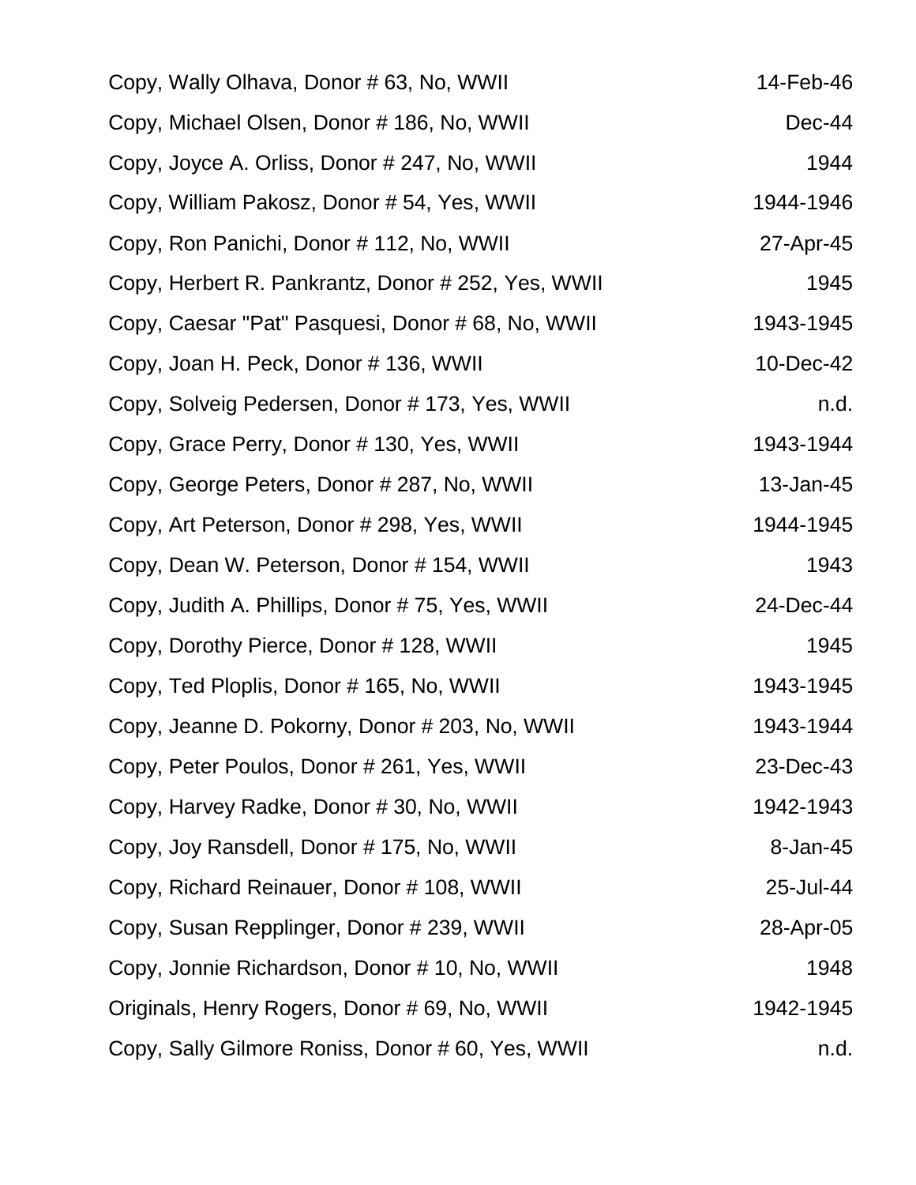| | |
|---|---|
| Copy, Wally Olhava, Donor # 63, No, WWII | 14-Feb-46 |
| Copy, Michael Olsen, Donor # 186, No, WWII | Dec-44 |
| Copy, Joyce A. Orliss, Donor # 247, No, WWII | 1944 |
| Copy, William Pakosz, Donor # 54, Yes, WWII | 1944-1946 |
| Copy, Ron Panichi, Donor # 112, No, WWII | 27-Apr-45 |
| Copy, Herbert R. Pankrantz, Donor # 252, Yes, WWII | 1945 |
| Copy, Caesar "Pat" Pasquesi, Donor # 68, No, WWII | 1943-1945 |
| Copy, Joan H. Peck, Donor # 136, WWII | 10-Dec-42 |
| Copy, Solveig Pedersen, Donor # 173, Yes, WWII | n.d. |
| Copy, Grace Perry, Donor # 130, Yes, WWII | 1943-1944 |
| Copy, George Peters, Donor # 287, No, WWII | 13-Jan-45 |
| Copy, Art Peterson, Donor # 298, Yes, WWII | 1944-1945 |
| Copy, Dean W. Peterson, Donor # 154, WWII | 1943 |
| Copy, Judith A. Phillips, Donor # 75, Yes, WWII | 24-Dec-44 |
| Copy, Dorothy Pierce, Donor # 128, WWII | 1945 |
| Copy, Ted Ploplis, Donor # 165, No, WWII | 1943-1945 |
| Copy, Jeanne D. Pokorny, Donor # 203, No, WWII | 1943-1944 |
| Copy, Peter Poulos, Donor # 261, Yes, WWII | 23-Dec-43 |
| Copy, Harvey Radke, Donor # 30, No, WWII | 1942-1943 |
| Copy, Joy Ransdell, Donor # 175, No, WWII | 8-Jan-45 |
| Copy, Richard Reinauer, Donor # 108, WWII | 25-Jul-44 |
| Copy, Susan Repplinger, Donor # 239, WWII | 28-Apr-05 |
| Copy, Jonnie Richardson, Donor # 10, No, WWII | 1948 |
| Originals, Henry Rogers, Donor # 69, No, WWII | 1942-1945 |
| Copy, Sally Gilmore Roniss, Donor # 60, Yes, WWII | n.d. |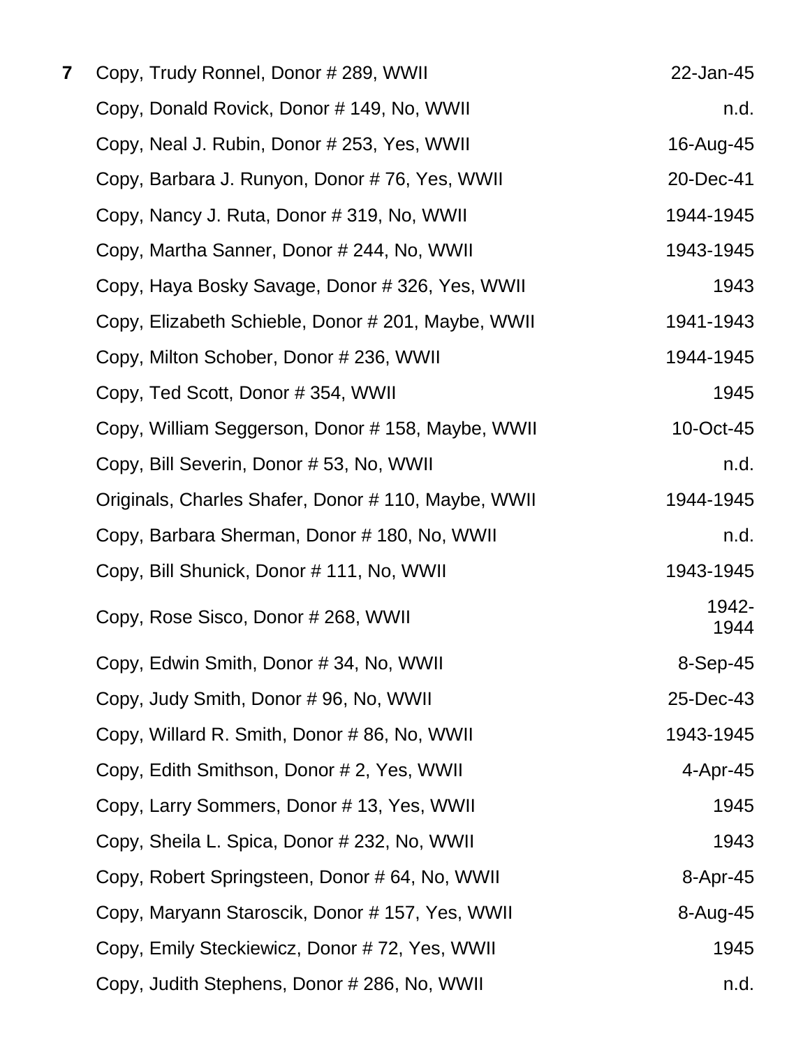| | | |
|---|---|---|
| **7** | Copy, Trudy Ronnel, Donor # 289, WWII | 22-Jan-45 |
| | Copy, Donald Rovick, Donor # 149, No, WWII | n.d. |
| | Copy, Neal J. Rubin, Donor # 253, Yes, WWII | 16-Aug-45 |
| | Copy, Barbara J. Runyon, Donor # 76, Yes, WWII | 20-Dec-41 |
| | Copy, Nancy J. Ruta, Donor # 319, No, WWII | 1944-1945 |
| | Copy, Martha Sanner, Donor # 244, No, WWII | 1943-1945 |
| | Copy, Haya Bosky Savage, Donor # 326, Yes, WWII | 1943 |
| | Copy, Elizabeth Schieble, Donor # 201, Maybe, WWII | 1941-1943 |
| | Copy, Milton Schober, Donor # 236, WWII | 1944-1945 |
| | Copy, Ted Scott, Donor # 354, WWII | 1945 |
| | Copy, William Seggerson, Donor # 158, Maybe, WWII | 10-Oct-45 |
| | Copy, Bill Severin, Donor # 53, No, WWII | n.d. |
| | Originals, Charles Shafer, Donor # 110, Maybe, WWII | 1944-1945 |
| | Copy, Barbara Sherman, Donor # 180, No, WWII | n.d. |
| | Copy, Bill Shunick, Donor # 111, No, WWII | 1943-1945 |
| | Copy, Rose Sisco, Donor # 268, WWII | 1942-1944 |
| | Copy, Edwin Smith, Donor # 34, No, WWII | 8-Sep-45 |
| | Copy, Judy Smith, Donor # 96, No, WWII | 25-Dec-43 |
| | Copy, Willard R. Smith, Donor # 86, No, WWII | 1943-1945 |
| | Copy, Edith Smithson, Donor # 2, Yes, WWII | 4-Apr-45 |
| | Copy, Larry Sommers, Donor # 13, Yes, WWII | 1945 |
| | Copy, Sheila L. Spica, Donor # 232, No, WWII | 1943 |
| | Copy, Robert Springsteen, Donor # 64, No, WWII | 8-Apr-45 |
| | Copy, Maryann Staroscik, Donor # 157, Yes, WWII | 8-Aug-45 |
| | Copy, Emily Steckiewicz, Donor # 72, Yes, WWII | 1945 |
| | Copy, Judith Stephens, Donor # 286, No, WWII | n.d. |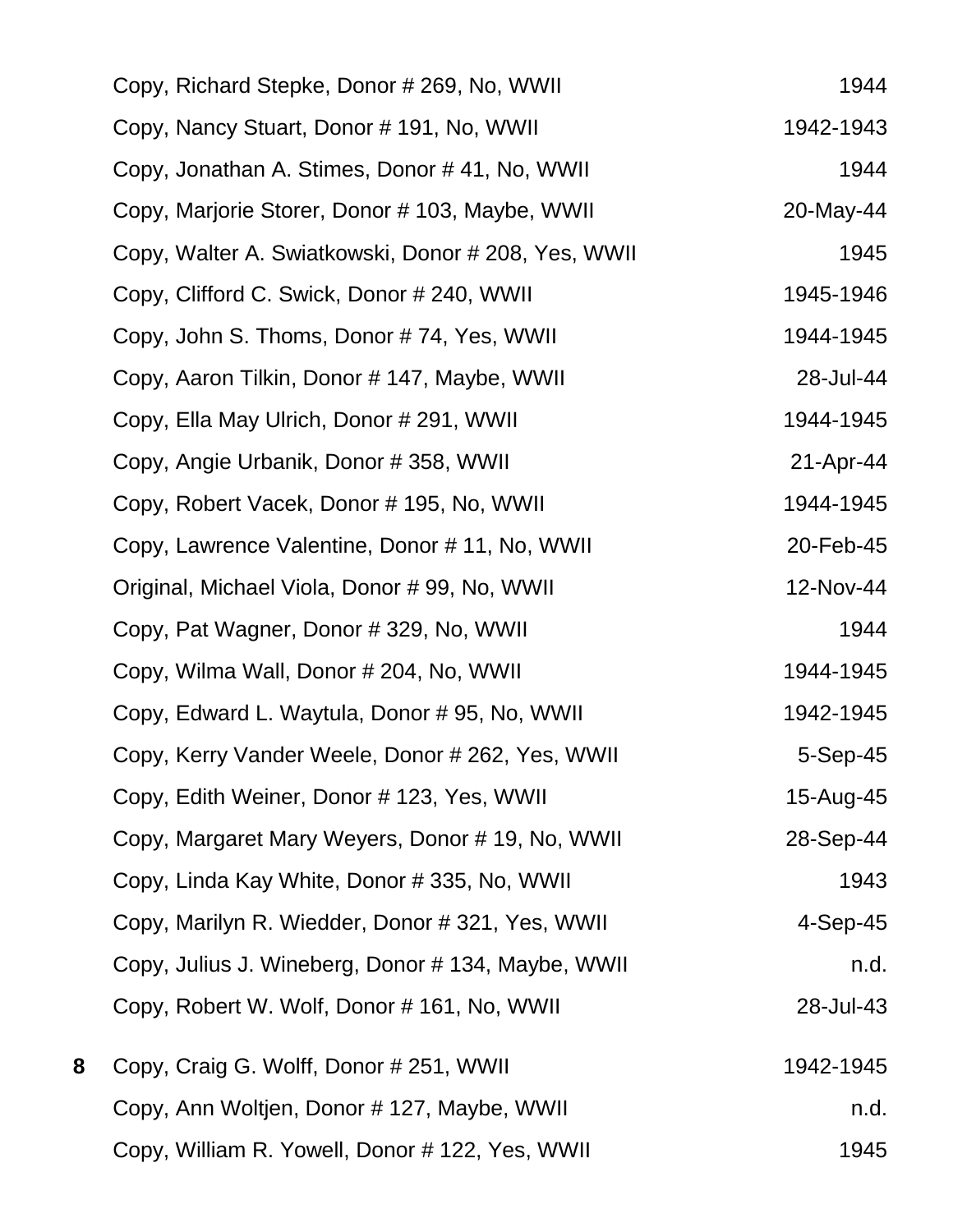| Box | Description | Date |
|---|---|---|
| | Copy, Richard Stepke, Donor # 269, No, WWII | 1944 |
| | Copy, Nancy Stuart, Donor # 191, No, WWII | 1942-1943 |
| | Copy, Jonathan A. Stimes, Donor # 41, No, WWII | 1944 |
| | Copy, Marjorie Storer, Donor # 103, Maybe, WWII | 20-May-44 |
| | Copy, Walter A. Swiatkowski, Donor # 208, Yes, WWII | 1945 |
| | Copy, Clifford C. Swick, Donor # 240, WWII | 1945-1946 |
| | Copy, John S. Thoms, Donor # 74, Yes, WWII | 1944-1945 |
| | Copy, Aaron Tilkin, Donor # 147, Maybe, WWII | 28-Jul-44 |
| | Copy, Ella May Ulrich, Donor # 291, WWII | 1944-1945 |
| | Copy, Angie Urbanik, Donor # 358, WWII | 21-Apr-44 |
| | Copy, Robert Vacek, Donor # 195, No, WWII | 1944-1945 |
| | Copy, Lawrence Valentine, Donor # 11, No, WWII | 20-Feb-45 |
| | Original, Michael Viola, Donor # 99, No, WWII | 12-Nov-44 |
| | Copy, Pat Wagner, Donor # 329, No, WWII | 1944 |
| | Copy, Wilma Wall, Donor # 204, No, WWII | 1944-1945 |
| | Copy, Edward L. Waytula, Donor # 95, No, WWII | 1942-1945 |
| | Copy, Kerry Vander Weele, Donor # 262, Yes, WWII | 5-Sep-45 |
| | Copy, Edith Weiner, Donor # 123, Yes, WWII | 15-Aug-45 |
| | Copy, Margaret Mary Weyers, Donor # 19, No, WWII | 28-Sep-44 |
| | Copy, Linda Kay White, Donor # 335, No, WWII | 1943 |
| | Copy, Marilyn R. Wiedder, Donor # 321, Yes, WWII | 4-Sep-45 |
| | Copy, Julius J. Wineberg, Donor # 134, Maybe, WWII | n.d. |
| | Copy, Robert W. Wolf, Donor # 161, No, WWII | 28-Jul-43 |
| **8** | Copy, Craig G. Wolff, Donor # 251, WWII | 1942-1945 |
| | Copy, Ann Woltjen, Donor # 127, Maybe, WWII | n.d. |
| | Copy, William R. Yowell, Donor # 122, Yes, WWII | 1945 |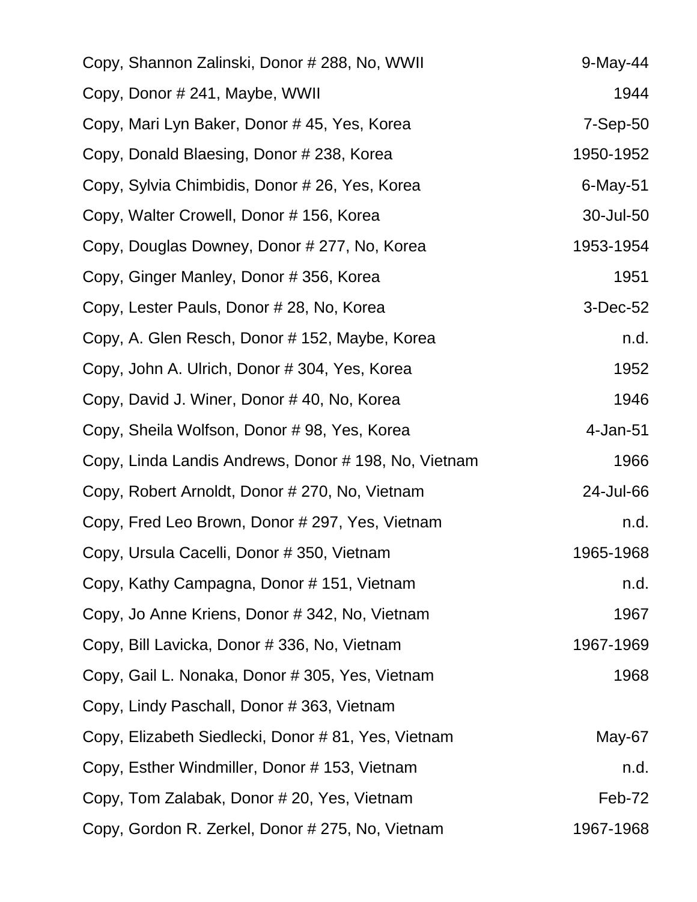| | |
|---|---|
| Copy, Shannon Zalinski, Donor # 288, No, WWII | 9-May-44 |
| Copy, Donor # 241, Maybe, WWII | 1944 |
| Copy, Mari Lyn Baker, Donor # 45, Yes, Korea | 7-Sep-50 |
| Copy, Donald Blaesing, Donor # 238, Korea | 1950-1952 |
| Copy, Sylvia Chimbidis, Donor # 26, Yes, Korea | 6-May-51 |
| Copy, Walter Crowell, Donor # 156, Korea | 30-Jul-50 |
| Copy, Douglas Downey, Donor # 277, No, Korea | 1953-1954 |
| Copy, Ginger Manley, Donor # 356, Korea | 1951 |
| Copy, Lester Pauls, Donor # 28, No, Korea | 3-Dec-52 |
| Copy, A. Glen Resch, Donor # 152, Maybe, Korea | n.d. |
| Copy, John A. Ulrich, Donor # 304, Yes, Korea | 1952 |
| Copy, David J. Winer, Donor # 40, No, Korea | 1946 |
| Copy, Sheila Wolfson, Donor # 98, Yes, Korea | 4-Jan-51 |
| Copy, Linda Landis Andrews, Donor # 198, No, Vietnam | 1966 |
| Copy, Robert Arnoldt, Donor # 270, No, Vietnam | 24-Jul-66 |
| Copy, Fred Leo Brown, Donor # 297, Yes, Vietnam | n.d. |
| Copy, Ursula Cacelli, Donor # 350, Vietnam | 1965-1968 |
| Copy, Kathy Campagna, Donor # 151, Vietnam | n.d. |
| Copy, Jo Anne Kriens, Donor # 342, No, Vietnam | 1967 |
| Copy, Bill Lavicka, Donor # 336, No, Vietnam | 1967-1969 |
| Copy, Gail L. Nonaka, Donor # 305, Yes, Vietnam | 1968 |
| Copy, Lindy Paschall, Donor # 363, Vietnam | |
| Copy, Elizabeth Siedlecki, Donor # 81, Yes, Vietnam | May-67 |
| Copy, Esther Windmiller, Donor # 153, Vietnam | n.d. |
| Copy, Tom Zalabak, Donor # 20, Yes, Vietnam | Feb-72 |
| Copy, Gordon R. Zerkel, Donor # 275, No, Vietnam | 1967-1968 |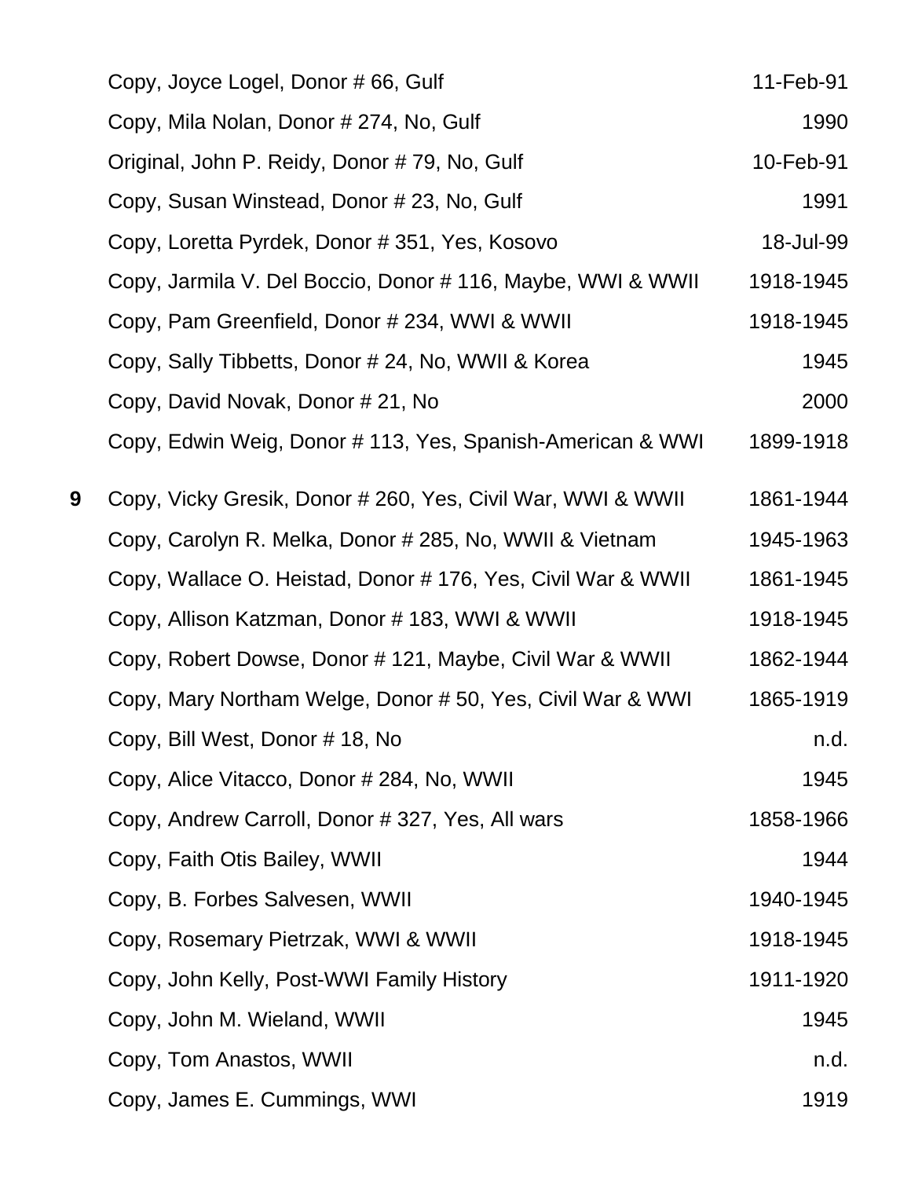| | | |
|---|---|---|
| | Copy, Joyce Logel, Donor # 66, Gulf | 11-Feb-91 |
| | Copy, Mila Nolan, Donor # 274, No, Gulf | 1990 |
| | Original, John P. Reidy, Donor # 79, No, Gulf | 10-Feb-91 |
| | Copy, Susan Winstead, Donor # 23, No, Gulf | 1991 |
| | Copy, Loretta Pyrdek, Donor # 351, Yes, Kosovo | 18-Jul-99 |
| | Copy, Jarmila V. Del Boccio, Donor # 116, Maybe, WWI & WWII | 1918-1945 |
| | Copy, Pam Greenfield, Donor # 234, WWI & WWII | 1918-1945 |
| | Copy, Sally Tibbetts, Donor # 24, No, WWII & Korea | 1945 |
| | Copy, David Novak, Donor # 21, No | 2000 |
| | Copy, Edwin Weig, Donor # 113, Yes, Spanish-American & WWI | 1899-1918 |
| **9** | Copy, Vicky Gresik, Donor # 260, Yes, Civil War, WWI & WWII | 1861-1944 |
| | Copy, Carolyn R. Melka, Donor # 285, No, WWII & Vietnam | 1945-1963 |
| | Copy, Wallace O. Heistad, Donor # 176, Yes, Civil War & WWII | 1861-1945 |
| | Copy, Allison Katzman, Donor # 183, WWI & WWII | 1918-1945 |
| | Copy, Robert Dowse, Donor # 121, Maybe, Civil War & WWII | 1862-1944 |
| | Copy, Mary Northam Welge, Donor # 50, Yes, Civil War & WWI | 1865-1919 |
| | Copy, Bill West, Donor # 18, No | n.d. |
| | Copy, Alice Vitacco, Donor # 284, No, WWII | 1945 |
| | Copy, Andrew Carroll, Donor # 327, Yes, All wars | 1858-1966 |
| | Copy, Faith Otis Bailey, WWII | 1944 |
| | Copy, B. Forbes Salvesen, WWII | 1940-1945 |
| | Copy, Rosemary Pietrzak, WWI & WWII | 1918-1945 |
| | Copy, John Kelly, Post-WWI Family History | 1911-1920 |
| | Copy, John M. Wieland, WWII | 1945 |
| | Copy, Tom Anastos, WWII | n.d. |
| | Copy, James E. Cummings, WWI | 1919 |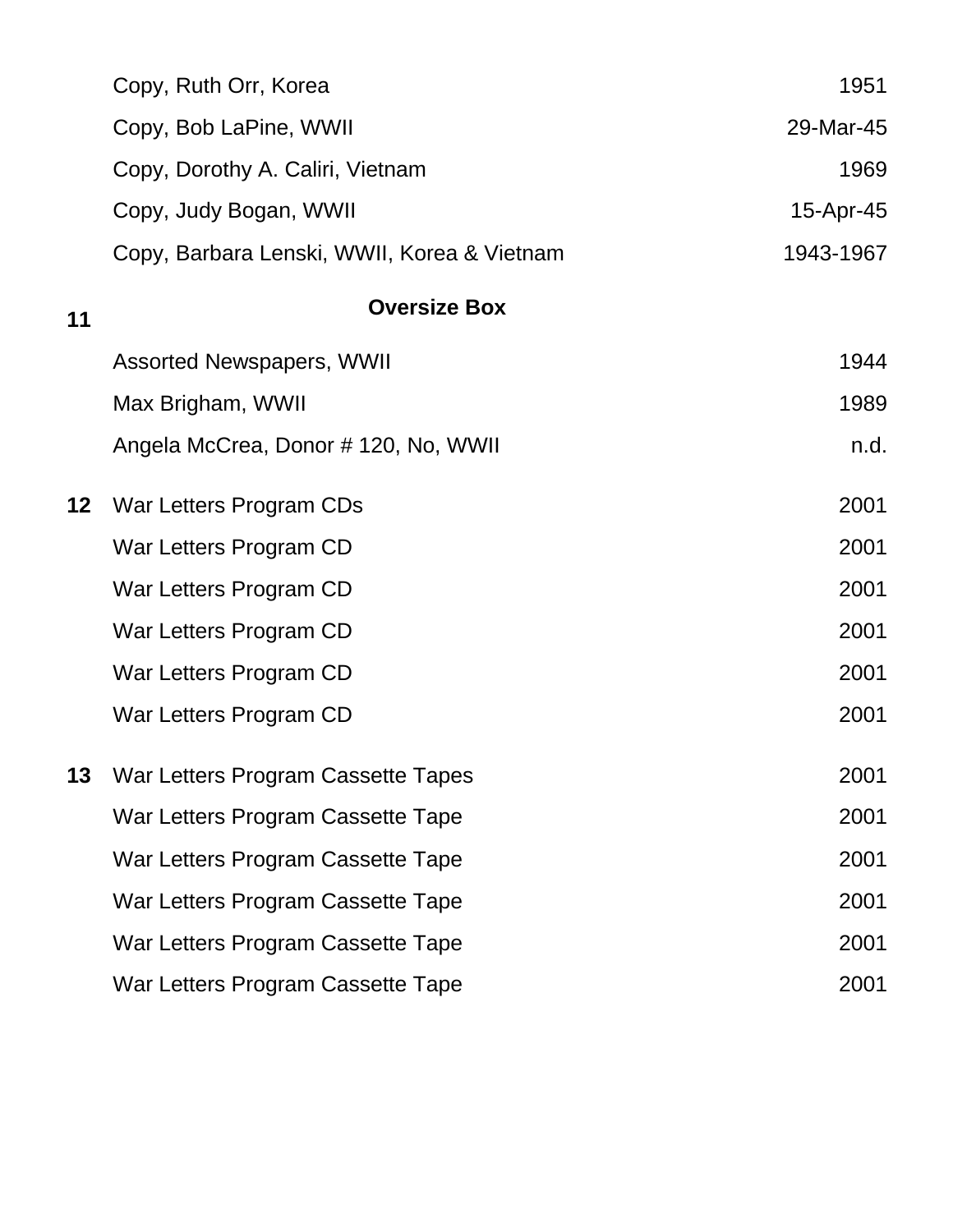| | | |
|---|---|---|
| | Copy, Ruth Orr, Korea | 1951 |
| | Copy, Bob LaPine, WWII | 29-Mar-45 |
| | Copy, Dorothy A. Caliri, Vietnam | 1969 |
| | Copy, Judy Bogan, WWII | 15-Apr-45 |
| | Copy, Barbara Lenski, WWII, Korea & Vietnam | 1943-1967 |
| **11** | **Oversize Box** | |
| | Assorted Newspapers, WWII | 1944 |
| | Max Brigham, WWII | 1989 |
| | Angela McCrea, Donor # 120, No, WWII | n.d. |
| **12** | War Letters Program CDs | 2001 |
| | War Letters Program CD | 2001 |
| | War Letters Program CD | 2001 |
| | War Letters Program CD | 2001 |
| | War Letters Program CD | 2001 |
| | War Letters Program CD | 2001 |
| **13** | War Letters Program Cassette Tapes | 2001 |
| | War Letters Program Cassette Tape | 2001 |
| | War Letters Program Cassette Tape | 2001 |
| | War Letters Program Cassette Tape | 2001 |
| | War Letters Program Cassette Tape | 2001 |
| | War Letters Program Cassette Tape | 2001 |